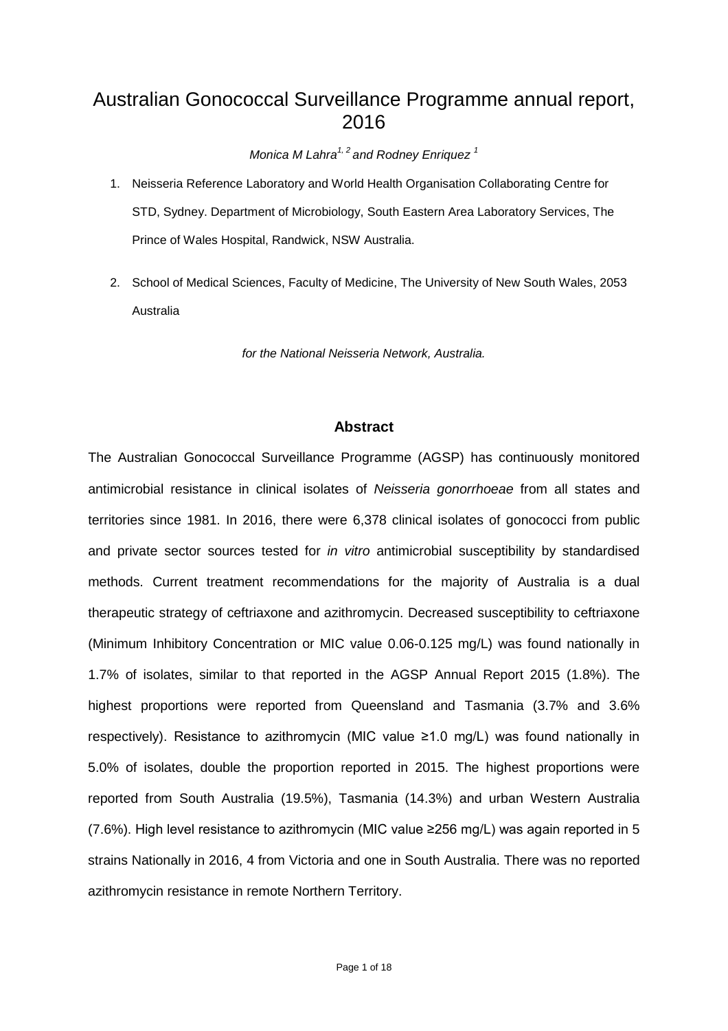# Australian Gonococcal Surveillance Programme annual report, 2016

*Monica M Lahra[1, 2] and Rodney Enriquez [1]*

1. Neisseria Reference Laboratory and World Health Organisation Collaborating Centre for STD, Sydney. Department of Microbiology, South Eastern Area Laboratory Services, The Prince of Wales Hospital, Randwick, NSW Australia.

2. School of Medical Sciences, Faculty of Medicine, The University of New South Wales, 2053 Australia

*for the National Neisseria Network, Australia.*

## Abstract

The Australian Gonococcal Surveillance Programme (AGSP) has continuously monitored antimicrobial resistance in clinical isolates of *Neisseria gonorrhoeae* from all states and territories since 1981. In 2016, there were 6,378 clinical isolates of gonococci from public and private sector sources tested for *in vitro* antimicrobial susceptibility by standardised methods. Current treatment recommendations for the majority of Australia is a dual therapeutic strategy of ceftriaxone and azithromycin. Decreased susceptibility to ceftriaxone (Minimum Inhibitory Concentration or MIC value 0.06-0.125 mg/L) was found nationally in 1.7% of isolates, similar to that reported in the AGSP Annual Report 2015 (1.8%). The highest proportions were reported from Queensland and Tasmania (3.7% and 3.6% respectively). Resistance to azithromycin (MIC value ≥1.0 mg/L) was found nationally in 5.0% of isolates, double the proportion reported in 2015. The highest proportions were reported from South Australia (19.5%), Tasmania (14.3%) and urban Western Australia (7.6%). High level resistance to azithromycin (MIC value ≥256 mg/L) was again reported in 5 strains Nationally in 2016, 4 from Victoria and one in South Australia. There was no reported azithromycin resistance in remote Northern Territory.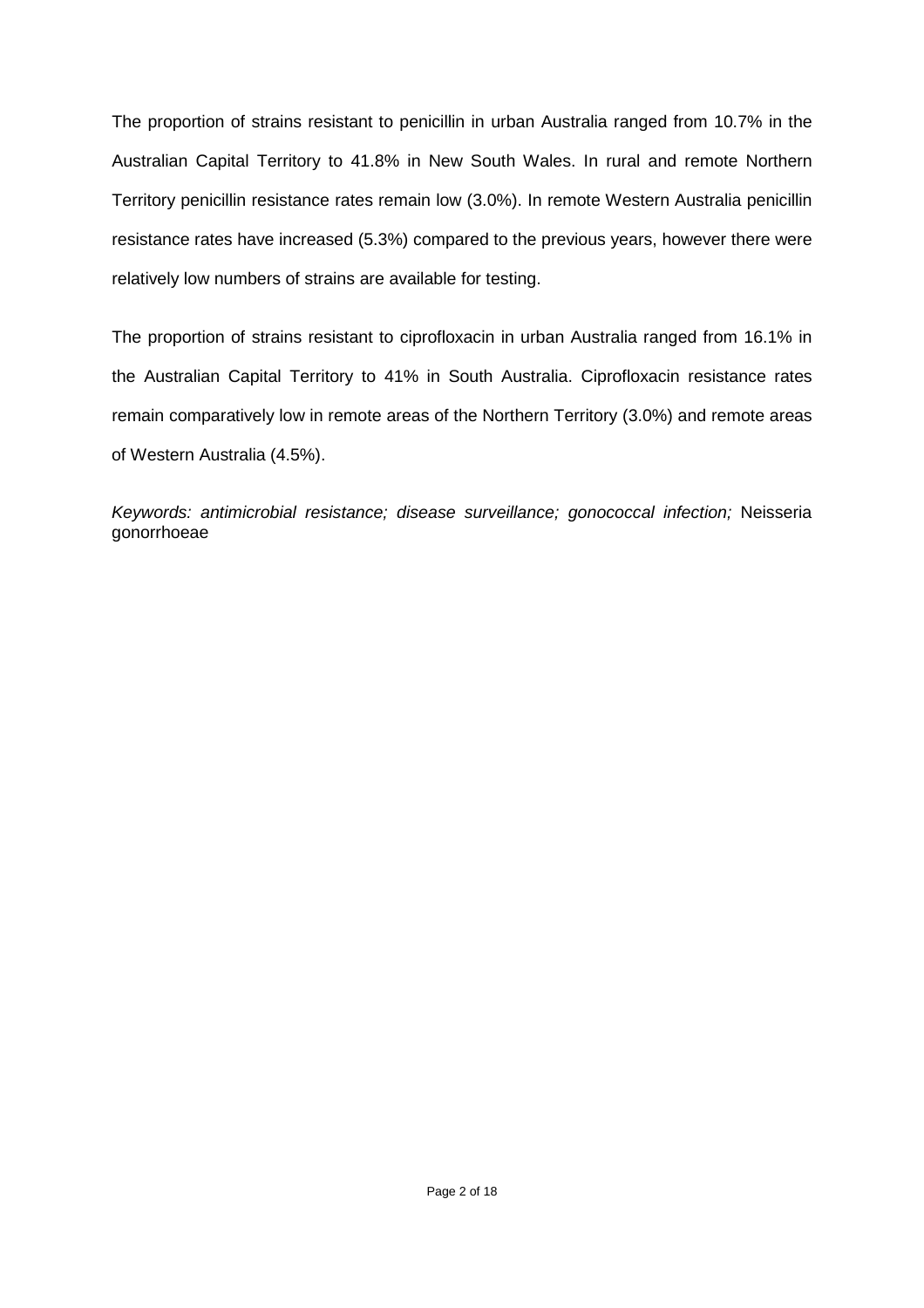The proportion of strains resistant to penicillin in urban Australia ranged from 10.7% in the Australian Capital Territory to 41.8% in New South Wales. In rural and remote Northern Territory penicillin resistance rates remain low (3.0%). In remote Western Australia penicillin resistance rates have increased (5.3%) compared to the previous years, however there were relatively low numbers of strains are available for testing.

The proportion of strains resistant to ciprofloxacin in urban Australia ranged from 16.1% in the Australian Capital Territory to 41% in South Australia. Ciprofloxacin resistance rates remain comparatively low in remote areas of the Northern Territory (3.0%) and remote areas of Western Australia (4.5%).

*Keywords: antimicrobial resistance; disease surveillance; gonococcal infection;* Neisseria gonorrhoeae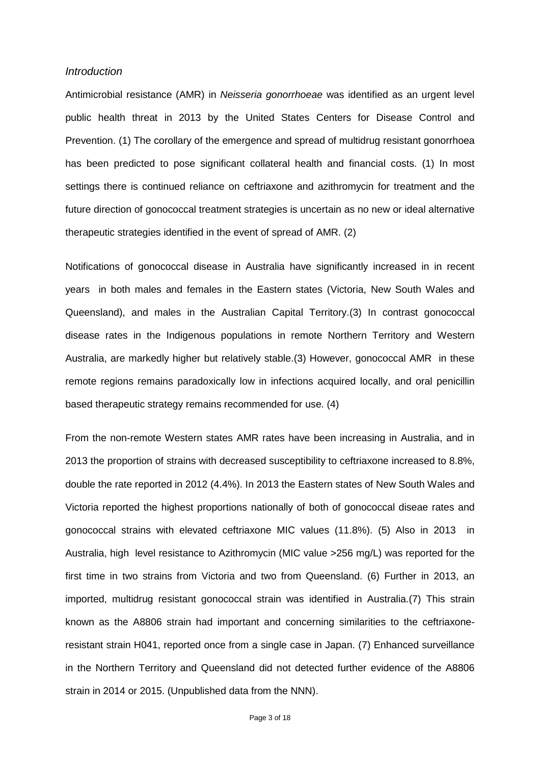*Introduction*

Antimicrobial resistance (AMR) in *Neisseria gonorrhoeae* was identified as an urgent level public health threat in 2013 by the United States Centers for Disease Control and Prevention. (1) The corollary of the emergence and spread of multidrug resistant gonorrhoea has been predicted to pose significant collateral health and financial costs. (1) In most settings there is continued reliance on ceftriaxone and azithromycin for treatment and the future direction of gonococcal treatment strategies is uncertain as no new or ideal alternative therapeutic strategies identified in the event of spread of AMR. (2)

Notifications of gonococcal disease in Australia have significantly increased in in recent years in both males and females in the Eastern states (Victoria, New South Wales and Queensland), and males in the Australian Capital Territory.(3) In contrast gonococcal disease rates in the Indigenous populations in remote Northern Territory and Western Australia, are markedly higher but relatively stable.(3) However, gonococcal AMR in these remote regions remains paradoxically low in infections acquired locally, and oral penicillin based therapeutic strategy remains recommended for use. (4)

From the non-remote Western states AMR rates have been increasing in Australia, and in 2013 the proportion of strains with decreased susceptibility to ceftriaxone increased to 8.8%, double the rate reported in 2012 (4.4%). In 2013 the Eastern states of New South Wales and Victoria reported the highest proportions nationally of both of gonococcal diseae rates and gonococcal strains with elevated ceftriaxone MIC values (11.8%). (5) Also in 2013 in Australia, high level resistance to Azithromycin (MIC value >256 mg/L) was reported for the first time in two strains from Victoria and two from Queensland. (6) Further in 2013, an imported, multidrug resistant gonococcal strain was identified in Australia.(7) This strain known as the A8806 strain had important and concerning similarities to the ceftriaxone-resistant strain H041, reported once from a single case in Japan. (7) Enhanced surveillance in the Northern Territory and Queensland did not detected further evidence of the A8806 strain in 2014 or 2015. (Unpublished data from the NNN).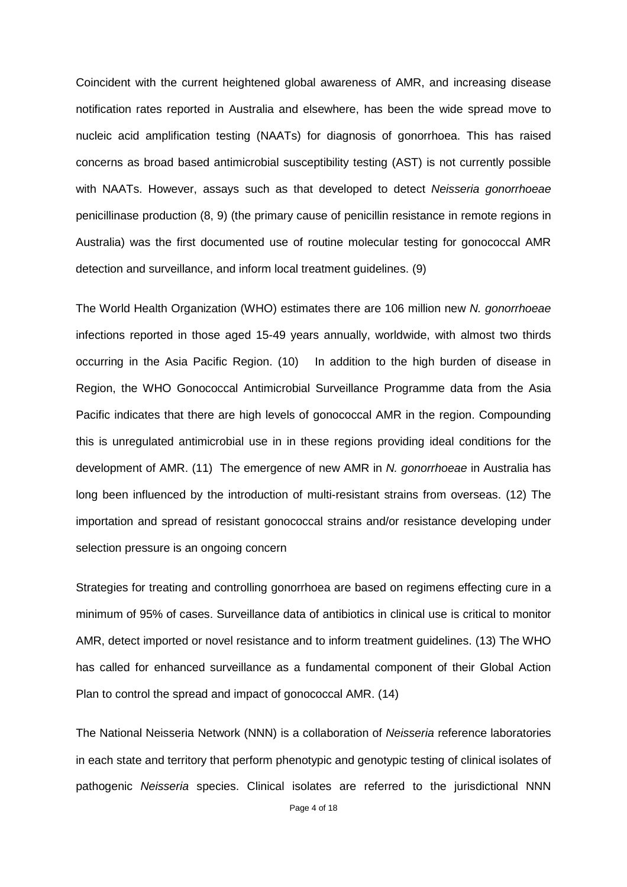Coincident with the current heightened global awareness of AMR, and increasing disease notification rates reported in Australia and elsewhere, has been the wide spread move to nucleic acid amplification testing (NAATs) for diagnosis of gonorrhoea. This has raised concerns as broad based antimicrobial susceptibility testing (AST) is not currently possible with NAATs. However, assays such as that developed to detect *Neisseria gonorrhoeae* penicillinase production (8, 9) (the primary cause of penicillin resistance in remote regions in Australia) was the first documented use of routine molecular testing for gonococcal AMR detection and surveillance, and inform local treatment guidelines. (9)

The World Health Organization (WHO) estimates there are 106 million new *N. gonorrhoeae* infections reported in those aged 15-49 years annually, worldwide, with almost two thirds occurring in the Asia Pacific Region. (10) In addition to the high burden of disease in Region, the WHO Gonococcal Antimicrobial Surveillance Programme data from the Asia Pacific indicates that there are high levels of gonococcal AMR in the region. Compounding this is unregulated antimicrobial use in in these regions providing ideal conditions for the development of AMR. (11) The emergence of new AMR in *N. gonorrhoeae* in Australia has long been influenced by the introduction of multi-resistant strains from overseas. (12) The importation and spread of resistant gonococcal strains and/or resistance developing under selection pressure is an ongoing concern

Strategies for treating and controlling gonorrhoea are based on regimens effecting cure in a minimum of 95% of cases. Surveillance data of antibiotics in clinical use is critical to monitor AMR, detect imported or novel resistance and to inform treatment guidelines. (13) The WHO has called for enhanced surveillance as a fundamental component of their Global Action Plan to control the spread and impact of gonococcal AMR. (14)

The National Neisseria Network (NNN) is a collaboration of *Neisseria* reference laboratories in each state and territory that perform phenotypic and genotypic testing of clinical isolates of pathogenic *Neisseria* species. Clinical isolates are referred to the jurisdictional NNN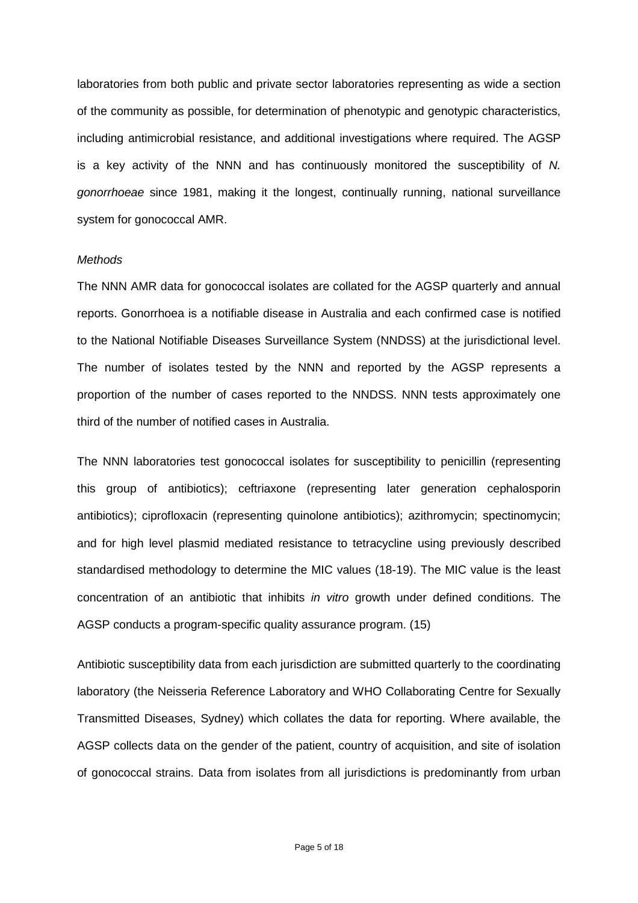laboratories from both public and private sector laboratories representing as wide a section of the community as possible, for determination of phenotypic and genotypic characteristics, including antimicrobial resistance, and additional investigations where required. The AGSP is a key activity of the NNN and has continuously monitored the susceptibility of *N. gonorrhoeae* since 1981, making it the longest, continually running, national surveillance system for gonococcal AMR.

*Methods*

The NNN AMR data for gonococcal isolates are collated for the AGSP quarterly and annual reports. Gonorrhoea is a notifiable disease in Australia and each confirmed case is notified to the National Notifiable Diseases Surveillance System (NNDSS) at the jurisdictional level. The number of isolates tested by the NNN and reported by the AGSP represents a proportion of the number of cases reported to the NNDSS. NNN tests approximately one third of the number of notified cases in Australia.

The NNN laboratories test gonococcal isolates for susceptibility to penicillin (representing this group of antibiotics); ceftriaxone (representing later generation cephalosporin antibiotics); ciprofloxacin (representing quinolone antibiotics); azithromycin; spectinomycin; and for high level plasmid mediated resistance to tetracycline using previously described standardised methodology to determine the MIC values (18-19). The MIC value is the least concentration of an antibiotic that inhibits *in vitro* growth under defined conditions. The AGSP conducts a program-specific quality assurance program. (15)

Antibiotic susceptibility data from each jurisdiction are submitted quarterly to the coordinating laboratory (the Neisseria Reference Laboratory and WHO Collaborating Centre for Sexually Transmitted Diseases, Sydney) which collates the data for reporting. Where available, the AGSP collects data on the gender of the patient, country of acquisition, and site of isolation of gonococcal strains. Data from isolates from all jurisdictions is predominantly from urban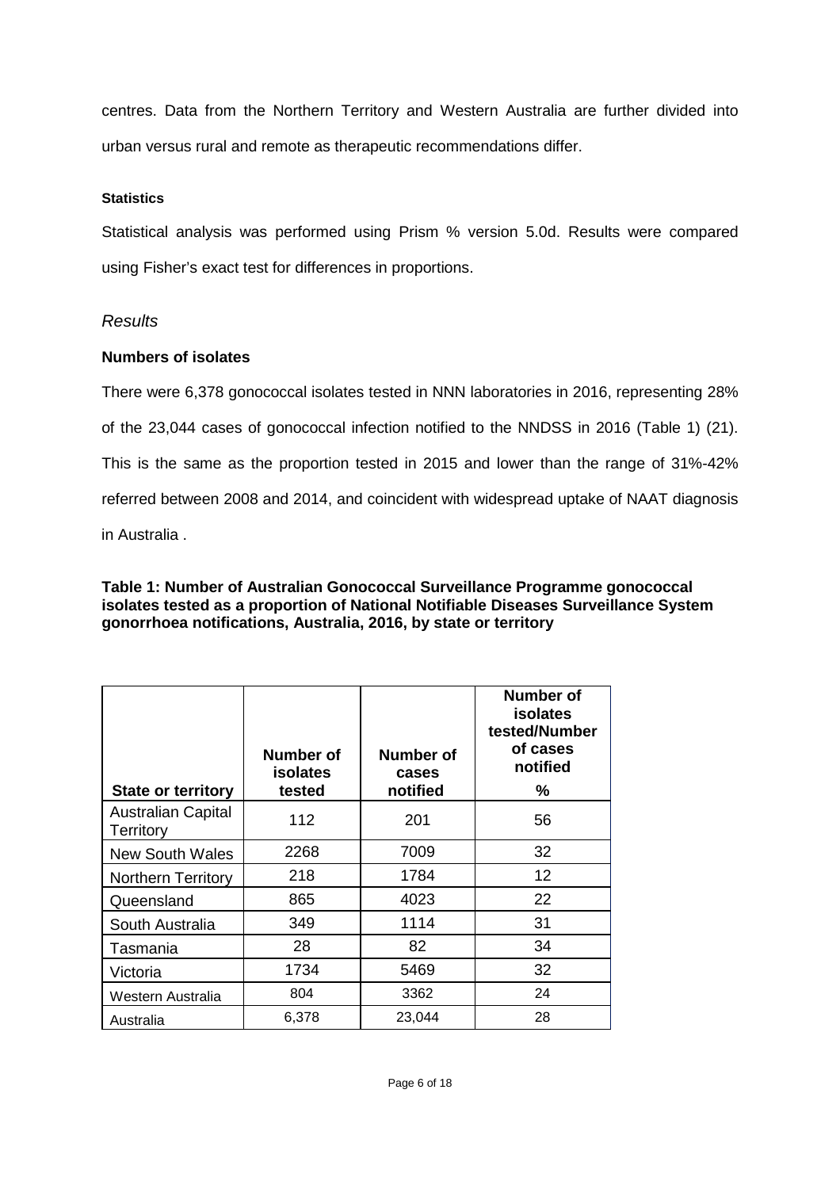centres. Data from the Northern Territory and Western Australia are further divided into urban versus rural and remote as therapeutic recommendations differ.

#### Statistics

Statistical analysis was performed using Prism % version 5.0d. Results were compared using Fisher's exact test for differences in proportions.

## *Results*

### Numbers of isolates

There were 6,378 gonococcal isolates tested in NNN laboratories in 2016, representing 28% of the 23,044 cases of gonococcal infection notified to the NNDSS in 2016 (Table 1) (21). This is the same as the proportion tested in 2015 and lower than the range of 31%-42% referred between 2008 and 2014, and coincident with widespread uptake of NAAT diagnosis in Australia .

**Table 1: Number of Australian Gonococcal Surveillance Programme gonococcal isolates tested as a proportion of National Notifiable Diseases Surveillance System gonorrhoea notifications, Australia, 2016, by state or territory**

| State or territory | Number of isolates tested | Number of cases notified | Number of isolates tested/Number of cases notified % |
|---|---|---|---|
| Australian Capital Territory | 112 | 201 | 56 |
| New South Wales | 2268 | 7009 | 32 |
| Northern Territory | 218 | 1784 | 12 |
| Queensland | 865 | 4023 | 22 |
| South Australia | 349 | 1114 | 31 |
| Tasmania | 28 | 82 | 34 |
| Victoria | 1734 | 5469 | 32 |
| Western Australia | 804 | 3362 | 24 |
| Australia | 6,378 | 23,044 | 28 |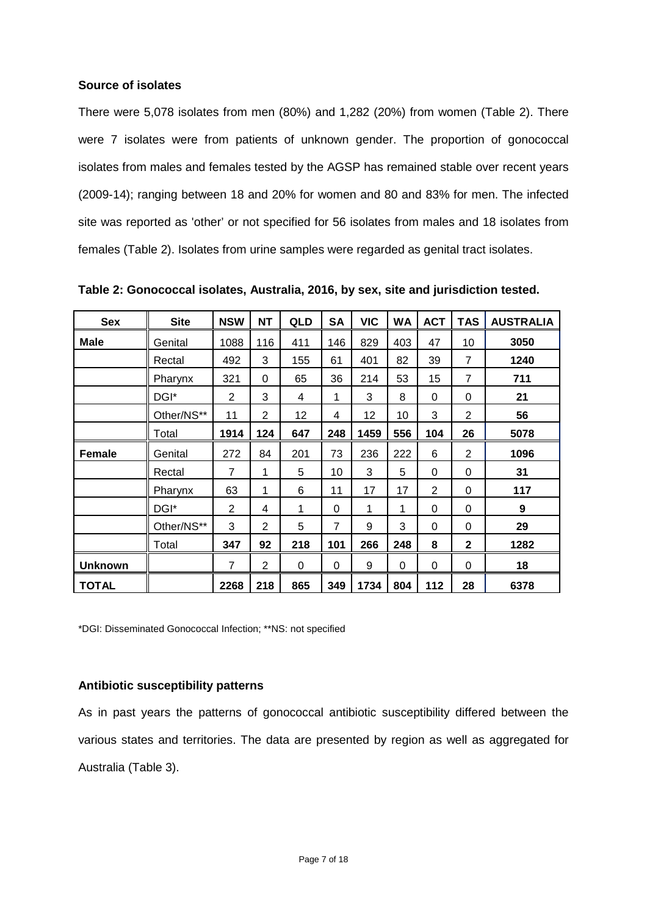### Source of isolates

There were 5,078 isolates from men (80%) and 1,282 (20%) from women (Table 2). There were 7 isolates were from patients of unknown gender. The proportion of gonococcal isolates from males and females tested by the AGSP has remained stable over recent years (2009-14); ranging between 18 and 20% for women and 80 and 83% for men. The infected site was reported as 'other' or not specified for 56 isolates from males and 18 isolates from females (Table 2). Isolates from urine samples were regarded as genital tract isolates.

**Table 2: Gonococcal isolates, Australia, 2016, by sex, site and jurisdiction tested.**

| Sex | Site | NSW | NT | QLD | SA | VIC | WA | ACT | TAS | AUSTRALIA |
|---|---|---|---|---|---|---|---|---|---|---|
| **Male** | Genital | 1088 | 116 | 411 | 146 | 829 | 403 | 47 | 10 | **3050** |
| | Rectal | 492 | 3 | 155 | 61 | 401 | 82 | 39 | 7 | **1240** |
| | Pharynx | 321 | 0 | 65 | 36 | 214 | 53 | 15 | 7 | **711** |
| | DGI* | 2 | 3 | 4 | 1 | 3 | 8 | 0 | 0 | **21** |
| | Other/NS** | 11 | 2 | 12 | 4 | 12 | 10 | 3 | 2 | **56** |
| | Total | **1914** | **124** | **647** | **248** | **1459** | **556** | **104** | **26** | **5078** |
| **Female** | Genital | 272 | 84 | 201 | 73 | 236 | 222 | 6 | 2 | **1096** |
| | Rectal | 7 | 1 | 5 | 10 | 3 | 5 | 0 | 0 | **31** |
| | Pharynx | 63 | 1 | 6 | 11 | 17 | 17 | 2 | 0 | **117** |
| | DGI* | 2 | 4 | 1 | 0 | 1 | 1 | 0 | 0 | **9** |
| | Other/NS** | 3 | 2 | 5 | 7 | 9 | 3 | 0 | 0 | **29** |
| | Total | **347** | **92** | **218** | **101** | **266** | **248** | **8** | **2** | **1282** |
| **Unknown** | | 7 | 2 | 0 | 0 | 9 | 0 | 0 | 0 | **18** |
| **TOTAL** | | **2268** | **218** | **865** | **349** | **1734** | **804** | **112** | **28** | **6378** |

*DGI: Disseminated Gonococcal Infection; **NS: not specified

### Antibiotic susceptibility patterns

As in past years the patterns of gonococcal antibiotic susceptibility differed between the various states and territories. The data are presented by region as well as aggregated for Australia (Table 3).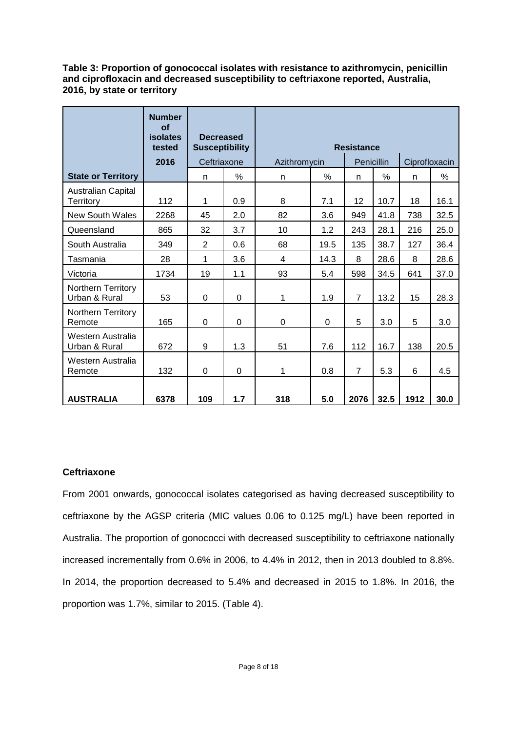**Table 3: Proportion of gonococcal isolates with resistance to azithromycin, penicillin and ciprofloxacin and decreased susceptibility to ceftriaxone reported, Australia, 2016, by state or territory**

| | Number of isolates tested | Decreased Susceptibility | | Resistance | | | | | |
|---|---|---|---|---|---|---|---|---|---|
| | 2016 | Ceftriaxone | | Azithromycin | | Penicillin | | Ciprofloxacin | |
| **State or Territory** | | n | % | n | % | n | % | n | % |
| Australian Capital Territory | 112 | 1 | 0.9 | 8 | 7.1 | 12 | 10.7 | 18 | 16.1 |
| New South Wales | 2268 | 45 | 2.0 | 82 | 3.6 | 949 | 41.8 | 738 | 32.5 |
| Queensland | 865 | 32 | 3.7 | 10 | 1.2 | 243 | 28.1 | 216 | 25.0 |
| South Australia | 349 | 2 | 0.6 | 68 | 19.5 | 135 | 38.7 | 127 | 36.4 |
| Tasmania | 28 | 1 | 3.6 | 4 | 14.3 | 8 | 28.6 | 8 | 28.6 |
| Victoria | 1734 | 19 | 1.1 | 93 | 5.4 | 598 | 34.5 | 641 | 37.0 |
| Northern Territory Urban & Rural | 53 | 0 | 0 | 1 | 1.9 | 7 | 13.2 | 15 | 28.3 |
| Northern Territory Remote | 165 | 0 | 0 | 0 | 0 | 5 | 3.0 | 5 | 3.0 |
| Western Australia Urban & Rural | 672 | 9 | 1.3 | 51 | 7.6 | 112 | 16.7 | 138 | 20.5 |
| Western Australia Remote | 132 | 0 | 0 | 1 | 0.8 | 7 | 5.3 | 6 | 4.5 |
| **AUSTRALIA** | **6378** | **109** | **1.7** | **318** | **5.0** | **2076** | **32.5** | **1912** | **30.0** |

**Ceftriaxone**

From 2001 onwards, gonococcal isolates categorised as having decreased susceptibility to ceftriaxone by the AGSP criteria (MIC values 0.06 to 0.125 mg/L) have been reported in Australia. The proportion of gonococci with decreased susceptibility to ceftriaxone nationally increased incrementally from 0.6% in 2006, to 4.4% in 2012, then in 2013 doubled to 8.8%. In 2014, the proportion decreased to 5.4% and decreased in 2015 to 1.8%. In 2016, the proportion was 1.7%, similar to 2015. (Table 4).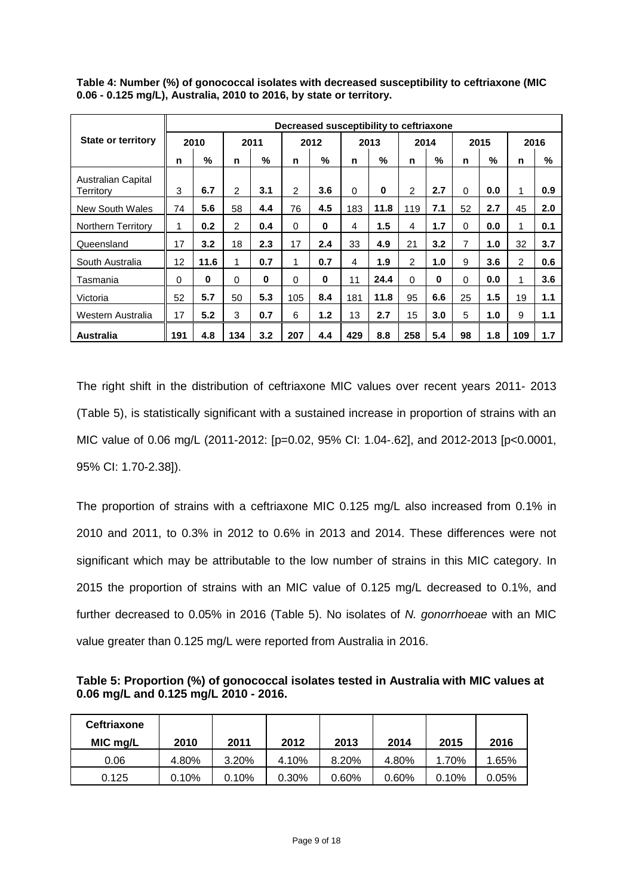**Table 4: Number (%) of gonococcal isolates with decreased susceptibility to ceftriaxone (MIC 0.06 - 0.125 mg/L), Australia, 2010 to 2016, by state or territory.**

| State or territory | Decreased susceptibility to ceftriaxone | | | | | | | | | | | | | |
|---|---|---|---|---|---|---|---|---|---|---|---|---|---|---|
| | 2010 | | 2011 | | 2012 | | 2013 | | 2014 | | 2015 | | 2016 | |
| | n | % | n | % | n | % | n | % | n | % | n | % | n | % |
| Australian Capital Territory | 3 | **6.7** | 2 | **3.1** | 2 | **3.6** | 0 | **0** | 2 | **2.7** | 0 | **0.0** | 1 | **0.9** |
| New South Wales | 74 | **5.6** | 58 | **4.4** | 76 | **4.5** | 183 | **11.8** | 119 | **7.1** | 52 | **2.7** | 45 | **2.0** |
| Northern Territory | 1 | **0.2** | 2 | **0.4** | 0 | **0** | 4 | **1.5** | 4 | **1.7** | 0 | **0.0** | 1 | **0.1** |
| Queensland | 17 | **3.2** | 18 | **2.3** | 17 | **2.4** | 33 | **4.9** | 21 | **3.2** | 7 | **1.0** | 32 | **3.7** |
| South Australia | 12 | **11.6** | 1 | **0.7** | 1 | **0.7** | 4 | **1.9** | 2 | **1.0** | 9 | **3.6** | 2 | **0.6** |
| Tasmania | 0 | **0** | 0 | **0** | 0 | **0** | 11 | **24.4** | 0 | **0** | 0 | **0.0** | 1 | **3.6** |
| Victoria | 52 | **5.7** | 50 | **5.3** | 105 | **8.4** | 181 | **11.8** | 95 | **6.6** | 25 | **1.5** | 19 | **1.1** |
| Western Australia | 17 | **5.2** | 3 | **0.7** | 6 | **1.2** | 13 | **2.7** | 15 | **3.0** | 5 | **1.0** | 9 | **1.1** |
| **Australia** | **191** | **4.8** | **134** | **3.2** | **207** | **4.4** | **429** | **8.8** | **258** | **5.4** | **98** | **1.8** | **109** | **1.7** |

The right shift in the distribution of ceftriaxone MIC values over recent years 2011- 2013 (Table 5), is statistically significant with a sustained increase in proportion of strains with an MIC value of 0.06 mg/L (2011-2012: [$p=0.02$, 95% CI: 1.04-.62], and 2012-2013 [$p<0.0001$, 95% CI: 1.70-2.38]).

The proportion of strains with a ceftriaxone MIC 0.125 mg/L also increased from 0.1% in 2010 and 2011, to 0.3% in 2012 to 0.6% in 2013 and 2014. These differences were not significant which may be attributable to the low number of strains in this MIC category. In 2015 the proportion of strains with an MIC value of 0.125 mg/L decreased to 0.1%, and further decreased to 0.05% in 2016 (Table 5). No isolates of *N. gonorrhoeae* with an MIC value greater than 0.125 mg/L were reported from Australia in 2016.

**Table 5: Proportion (%) of gonococcal isolates tested in Australia with MIC values at 0.06 mg/L and 0.125 mg/L 2010 - 2016.**

| Ceftriaxone MIC mg/L | 2010 | 2011 | 2012 | 2013 | 2014 | 2015 | 2016 |
|---|---|---|---|---|---|---|---|
| 0.06 | 4.80% | 3.20% | 4.10% | 8.20% | 4.80% | 1.70% | 1.65% |
| 0.125 | 0.10% | 0.10% | 0.30% | 0.60% | 0.60% | 0.10% | 0.05% |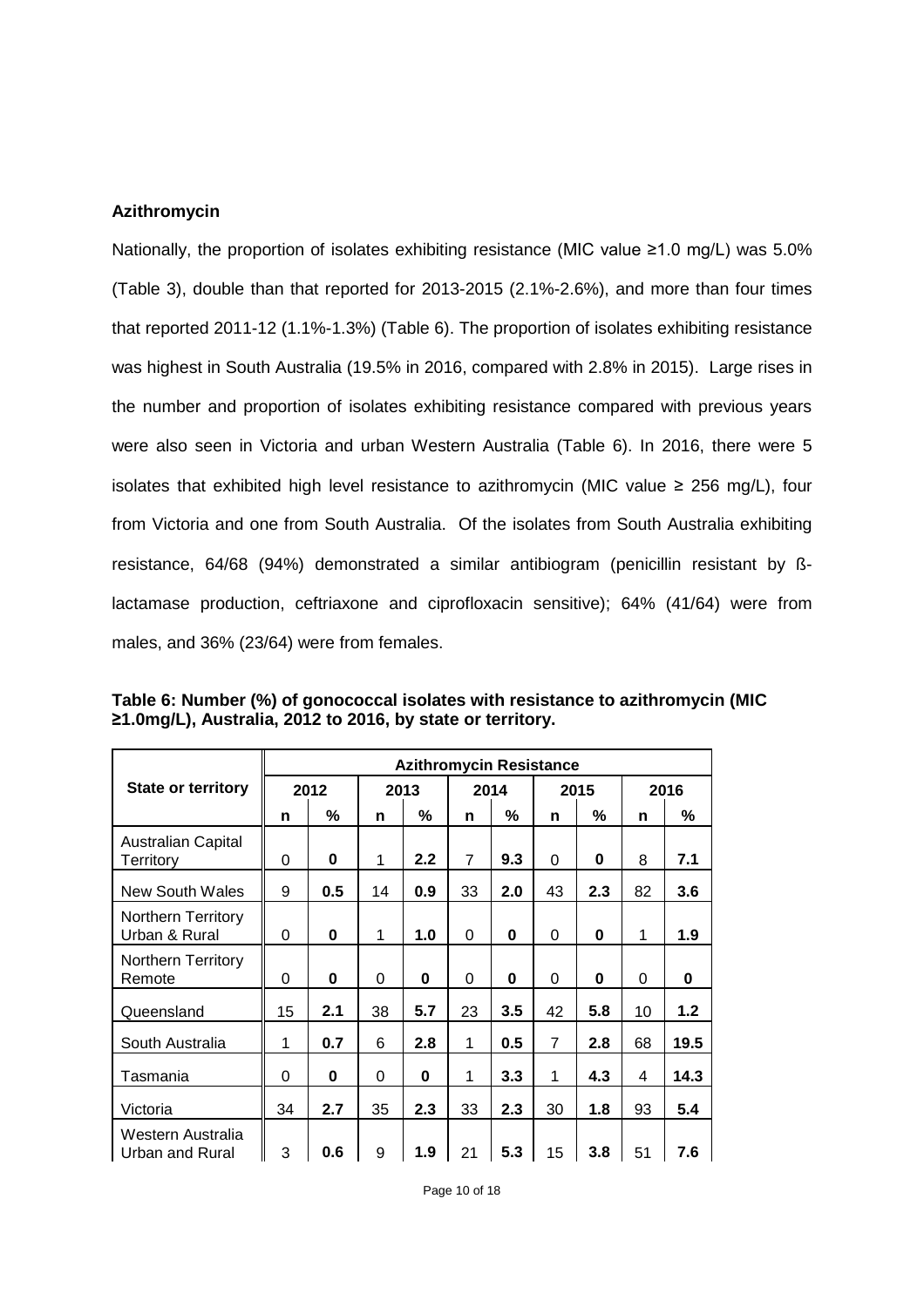**Azithromycin**

Nationally, the proportion of isolates exhibiting resistance (MIC value ≥1.0 mg/L) was 5.0% (Table 3), double than that reported for 2013-2015 (2.1%-2.6%), and more than four times that reported 2011-12 (1.1%-1.3%) (Table 6). The proportion of isolates exhibiting resistance was highest in South Australia (19.5% in 2016, compared with 2.8% in 2015). Large rises in the number and proportion of isolates exhibiting resistance compared with previous years were also seen in Victoria and urban Western Australia (Table 6). In 2016, there were 5 isolates that exhibited high level resistance to azithromycin (MIC value ≥ 256 mg/L), four from Victoria and one from South Australia. Of the isolates from South Australia exhibiting resistance, 64/68 (94%) demonstrated a similar antibiogram (penicillin resistant by ß-lactamase production, ceftriaxone and ciprofloxacin sensitive); 64% (41/64) were from males, and 36% (23/64) were from females.

**Table 6: Number (%) of gonococcal isolates with resistance to azithromycin (MIC ≥1.0mg/L), Australia, 2012 to 2016, by state or territory.**

| State or territory | Azithromycin Resistance | | | | | | | | | |
|---|---|---|---|---|---|---|---|---|---|---|
| | 2012 | | 2013 | | 2014 | | 2015 | | 2016 | |
| | n | % | n | % | n | % | n | % | n | % |
| Australian Capital Territory | 0 | **0** | 1 | **2.2** | 7 | **9.3** | 0 | **0** | 8 | **7.1** |
| New South Wales | 9 | **0.5** | 14 | **0.9** | 33 | **2.0** | 43 | **2.3** | 82 | **3.6** |
| Northern Territory Urban & Rural | 0 | **0** | 1 | **1.0** | 0 | **0** | 0 | **0** | 1 | **1.9** |
| Northern Territory Remote | 0 | **0** | 0 | **0** | 0 | **0** | 0 | **0** | 0 | **0** |
| Queensland | 15 | **2.1** | 38 | **5.7** | 23 | **3.5** | 42 | **5.8** | 10 | **1.2** |
| South Australia | 1 | **0.7** | 6 | **2.8** | 1 | **0.5** | 7 | **2.8** | 68 | **19.5** |
| Tasmania | 0 | **0** | 0 | **0** | 1 | **3.3** | 1 | **4.3** | 4 | **14.3** |
| Victoria | 34 | **2.7** | 35 | **2.3** | 33 | **2.3** | 30 | **1.8** | 93 | **5.4** |
| Western Australia Urban and Rural | 3 | **0.6** | 9 | **1.9** | 21 | **5.3** | 15 | **3.8** | 51 | **7.6** |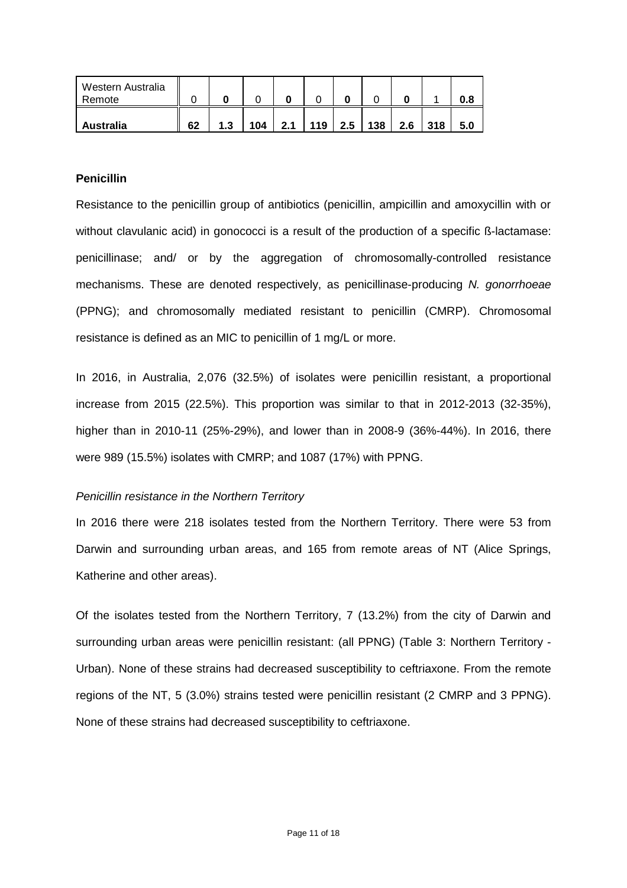| | | | | | | | | | | |
|---|---|---|---|---|---|---|---|---|---|---|
| Western Australia Remote | 0 | **0** | 0 | **0** | 0 | **0** | 0 | **0** | 1 | **0.8** |
| **Australia** | **62** | **1.3** | **104** | **2.1** | **119** | **2.5** | **138** | **2.6** | **318** | **5.0** |

### Penicillin

Resistance to the penicillin group of antibiotics (penicillin, ampicillin and amoxycillin with or without clavulanic acid) in gonococci is a result of the production of a specific ß-lactamase: penicillinase; and/ or by the aggregation of chromosomally-controlled resistance mechanisms. These are denoted respectively, as penicillinase-producing *N. gonorrhoeae* (PPNG); and chromosomally mediated resistant to penicillin (CMRP). Chromosomal resistance is defined as an MIC to penicillin of 1 mg/L or more.

In 2016, in Australia, 2,076 (32.5%) of isolates were penicillin resistant, a proportional increase from 2015 (22.5%). This proportion was similar to that in 2012-2013 (32-35%), higher than in 2010-11 (25%-29%), and lower than in 2008-9 (36%-44%). In 2016, there were 989 (15.5%) isolates with CMRP; and 1087 (17%) with PPNG.

*Penicillin resistance in the Northern Territory*

In 2016 there were 218 isolates tested from the Northern Territory. There were 53 from Darwin and surrounding urban areas, and 165 from remote areas of NT (Alice Springs, Katherine and other areas).

Of the isolates tested from the Northern Territory, 7 (13.2%) from the city of Darwin and surrounding urban areas were penicillin resistant: (all PPNG) (Table 3: Northern Territory - Urban). None of these strains had decreased susceptibility to ceftriaxone. From the remote regions of the NT, 5 (3.0%) strains tested were penicillin resistant (2 CMRP and 3 PPNG). None of these strains had decreased susceptibility to ceftriaxone.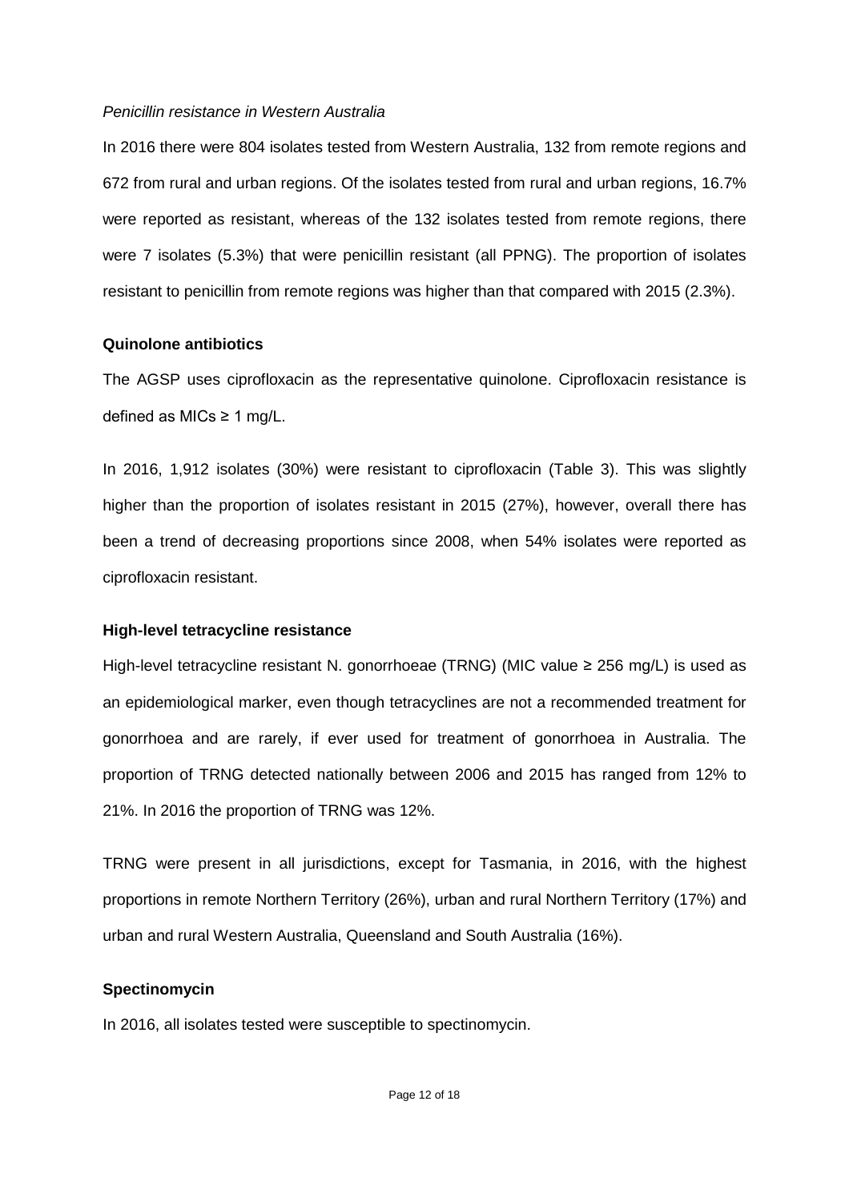*Penicillin resistance in Western Australia*

In 2016 there were 804 isolates tested from Western Australia, 132 from remote regions and 672 from rural and urban regions. Of the isolates tested from rural and urban regions, 16.7% were reported as resistant, whereas of the 132 isolates tested from remote regions, there were 7 isolates (5.3%) that were penicillin resistant (all PPNG). The proportion of isolates resistant to penicillin from remote regions was higher than that compared with 2015 (2.3%).

### Quinolone antibiotics

The AGSP uses ciprofloxacin as the representative quinolone. Ciprofloxacin resistance is defined as MICs ≥ 1 mg/L.

In 2016, 1,912 isolates (30%) were resistant to ciprofloxacin (Table 3). This was slightly higher than the proportion of isolates resistant in 2015 (27%), however, overall there has been a trend of decreasing proportions since 2008, when 54% isolates were reported as ciprofloxacin resistant.

### High-level tetracycline resistance

High-level tetracycline resistant N. gonorrhoeae (TRNG) (MIC value ≥ 256 mg/L) is used as an epidemiological marker, even though tetracyclines are not a recommended treatment for gonorrhoea and are rarely, if ever used for treatment of gonorrhoea in Australia. The proportion of TRNG detected nationally between 2006 and 2015 has ranged from 12% to 21%. In 2016 the proportion of TRNG was 12%.

TRNG were present in all jurisdictions, except for Tasmania, in 2016, with the highest proportions in remote Northern Territory (26%), urban and rural Northern Territory (17%) and urban and rural Western Australia, Queensland and South Australia (16%).

### Spectinomycin

In 2016, all isolates tested were susceptible to spectinomycin.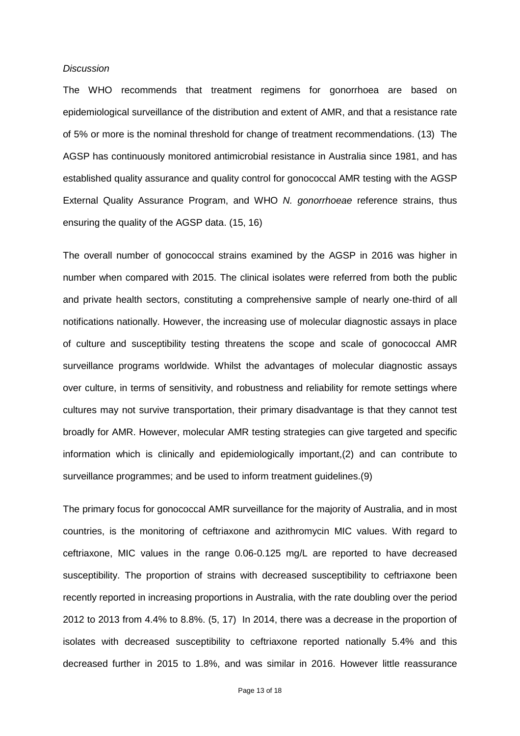*Discussion*

The WHO recommends that treatment regimens for gonorrhoea are based on epidemiological surveillance of the distribution and extent of AMR, and that a resistance rate of 5% or more is the nominal threshold for change of treatment recommendations. (13) The AGSP has continuously monitored antimicrobial resistance in Australia since 1981, and has established quality assurance and quality control for gonococcal AMR testing with the AGSP External Quality Assurance Program, and WHO *N. gonorrhoeae* reference strains, thus ensuring the quality of the AGSP data. (15, 16)

The overall number of gonococcal strains examined by the AGSP in 2016 was higher in number when compared with 2015. The clinical isolates were referred from both the public and private health sectors, constituting a comprehensive sample of nearly one-third of all notifications nationally. However, the increasing use of molecular diagnostic assays in place of culture and susceptibility testing threatens the scope and scale of gonococcal AMR surveillance programs worldwide. Whilst the advantages of molecular diagnostic assays over culture, in terms of sensitivity, and robustness and reliability for remote settings where cultures may not survive transportation, their primary disadvantage is that they cannot test broadly for AMR. However, molecular AMR testing strategies can give targeted and specific information which is clinically and epidemiologically important,(2) and can contribute to surveillance programmes; and be used to inform treatment guidelines.(9)

The primary focus for gonococcal AMR surveillance for the majority of Australia, and in most countries, is the monitoring of ceftriaxone and azithromycin MIC values. With regard to ceftriaxone, MIC values in the range 0.06-0.125 mg/L are reported to have decreased susceptibility. The proportion of strains with decreased susceptibility to ceftriaxone been recently reported in increasing proportions in Australia, with the rate doubling over the period 2012 to 2013 from 4.4% to 8.8%. (5, 17) In 2014, there was a decrease in the proportion of isolates with decreased susceptibility to ceftriaxone reported nationally 5.4% and this decreased further in 2015 to 1.8%, and was similar in 2016. However little reassurance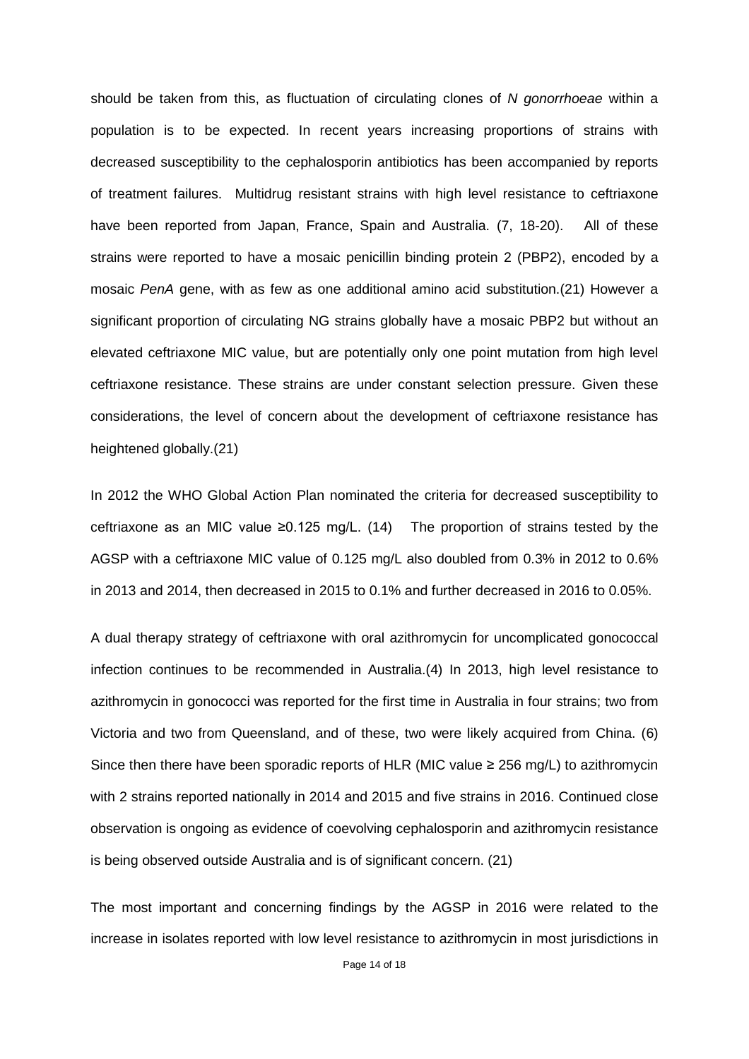should be taken from this, as fluctuation of circulating clones of *N gonorrhoeae* within a population is to be expected. In recent years increasing proportions of strains with decreased susceptibility to the cephalosporin antibiotics has been accompanied by reports of treatment failures. Multidrug resistant strains with high level resistance to ceftriaxone have been reported from Japan, France, Spain and Australia. (7, 18-20). All of these strains were reported to have a mosaic penicillin binding protein 2 (PBP2), encoded by a mosaic *PenA* gene, with as few as one additional amino acid substitution.(21) However a significant proportion of circulating NG strains globally have a mosaic PBP2 but without an elevated ceftriaxone MIC value, but are potentially only one point mutation from high level ceftriaxone resistance. These strains are under constant selection pressure. Given these considerations, the level of concern about the development of ceftriaxone resistance has heightened globally.(21)

In 2012 the WHO Global Action Plan nominated the criteria for decreased susceptibility to ceftriaxone as an MIC value ≥0.125 mg/L. (14) The proportion of strains tested by the AGSP with a ceftriaxone MIC value of 0.125 mg/L also doubled from 0.3% in 2012 to 0.6% in 2013 and 2014, then decreased in 2015 to 0.1% and further decreased in 2016 to 0.05%.

A dual therapy strategy of ceftriaxone with oral azithromycin for uncomplicated gonococcal infection continues to be recommended in Australia.(4) In 2013, high level resistance to azithromycin in gonococci was reported for the first time in Australia in four strains; two from Victoria and two from Queensland, and of these, two were likely acquired from China. (6) Since then there have been sporadic reports of HLR (MIC value ≥ 256 mg/L) to azithromycin with 2 strains reported nationally in 2014 and 2015 and five strains in 2016. Continued close observation is ongoing as evidence of coevolving cephalosporin and azithromycin resistance is being observed outside Australia and is of significant concern. (21)

The most important and concerning findings by the AGSP in 2016 were related to the increase in isolates reported with low level resistance to azithromycin in most jurisdictions in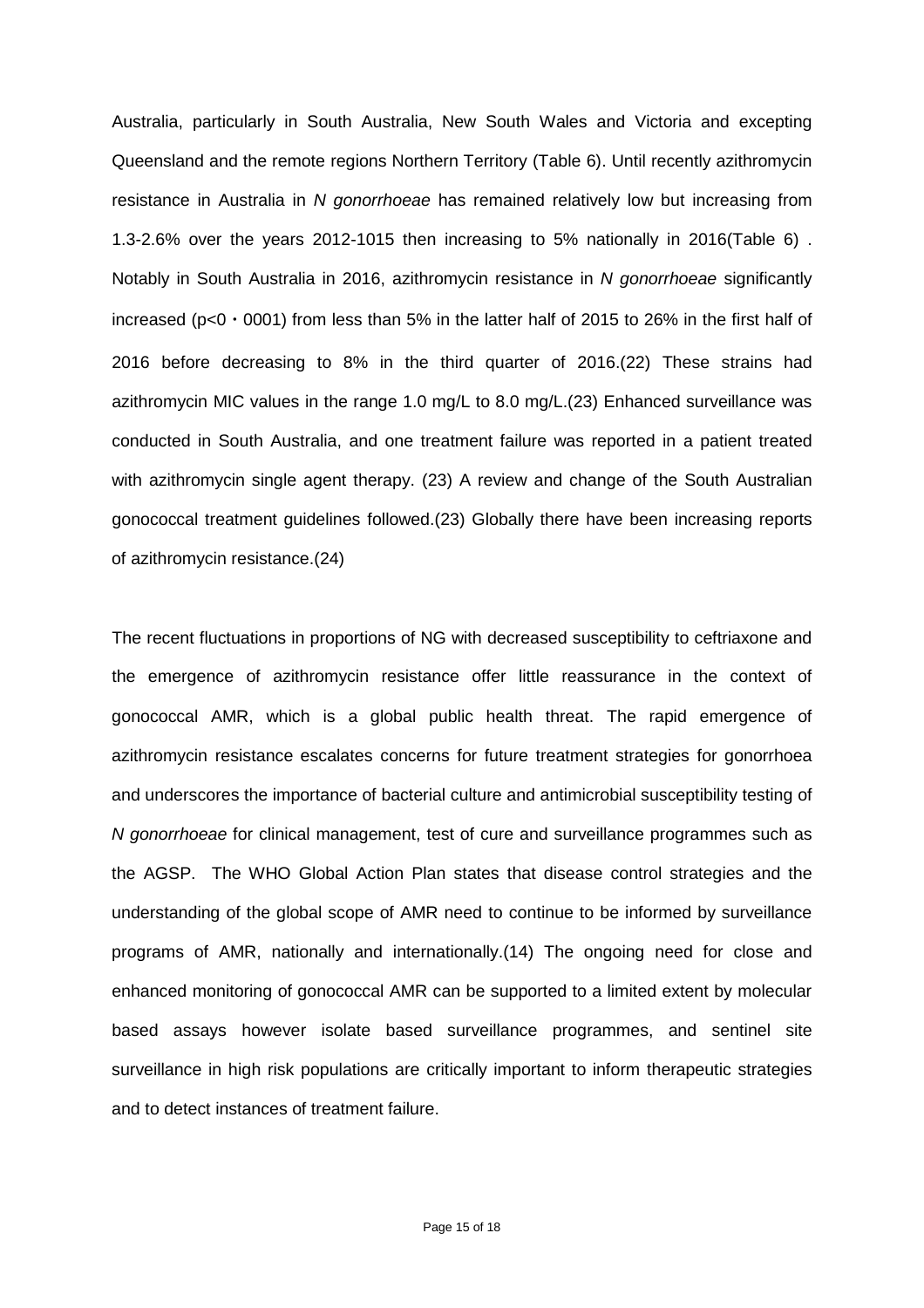Australia, particularly in South Australia, New South Wales and Victoria and excepting Queensland and the remote regions Northern Territory (Table 6). Until recently azithromycin resistance in Australia in *N gonorrhoeae* has remained relatively low but increasing from 1.3-2.6% over the years 2012-1015 then increasing to 5% nationally in 2016(Table 6) . Notably in South Australia in 2016, azithromycin resistance in *N gonorrhoeae* significantly increased (p<0・0001) from less than 5% in the latter half of 2015 to 26% in the first half of 2016 before decreasing to 8% in the third quarter of 2016.(22) These strains had azithromycin MIC values in the range 1.0 mg/L to 8.0 mg/L.(23) Enhanced surveillance was conducted in South Australia, and one treatment failure was reported in a patient treated with azithromycin single agent therapy. (23) A review and change of the South Australian gonococcal treatment guidelines followed.(23) Globally there have been increasing reports of azithromycin resistance.(24)

The recent fluctuations in proportions of NG with decreased susceptibility to ceftriaxone and the emergence of azithromycin resistance offer little reassurance in the context of gonococcal AMR, which is a global public health threat. The rapid emergence of azithromycin resistance escalates concerns for future treatment strategies for gonorrhoea and underscores the importance of bacterial culture and antimicrobial susceptibility testing of *N gonorrhoeae* for clinical management, test of cure and surveillance programmes such as the AGSP. The WHO Global Action Plan states that disease control strategies and the understanding of the global scope of AMR need to continue to be informed by surveillance programs of AMR, nationally and internationally.(14) The ongoing need for close and enhanced monitoring of gonococcal AMR can be supported to a limited extent by molecular based assays however isolate based surveillance programmes, and sentinel site surveillance in high risk populations are critically important to inform therapeutic strategies and to detect instances of treatment failure.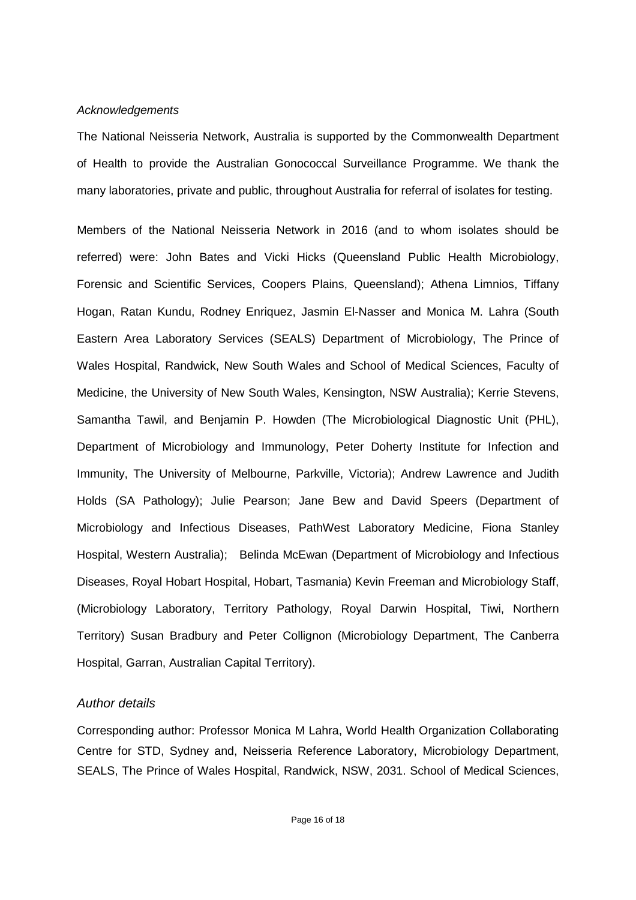*Acknowledgements*

The National Neisseria Network, Australia is supported by the Commonwealth Department of Health to provide the Australian Gonococcal Surveillance Programme. We thank the many laboratories, private and public, throughout Australia for referral of isolates for testing.

Members of the National Neisseria Network in 2016 (and to whom isolates should be referred) were: John Bates and Vicki Hicks (Queensland Public Health Microbiology, Forensic and Scientific Services, Coopers Plains, Queensland); Athena Limnios, Tiffany Hogan, Ratan Kundu, Rodney Enriquez, Jasmin El-Nasser and Monica M. Lahra (South Eastern Area Laboratory Services (SEALS) Department of Microbiology, The Prince of Wales Hospital, Randwick, New South Wales and School of Medical Sciences, Faculty of Medicine, the University of New South Wales, Kensington, NSW Australia); Kerrie Stevens, Samantha Tawil, and Benjamin P. Howden (The Microbiological Diagnostic Unit (PHL), Department of Microbiology and Immunology, Peter Doherty Institute for Infection and Immunity, The University of Melbourne, Parkville, Victoria); Andrew Lawrence and Judith Holds (SA Pathology); Julie Pearson; Jane Bew and David Speers (Department of Microbiology and Infectious Diseases, PathWest Laboratory Medicine, Fiona Stanley Hospital, Western Australia); Belinda McEwan (Department of Microbiology and Infectious Diseases, Royal Hobart Hospital, Hobart, Tasmania) Kevin Freeman and Microbiology Staff, (Microbiology Laboratory, Territory Pathology, Royal Darwin Hospital, Tiwi, Northern Territory) Susan Bradbury and Peter Collignon (Microbiology Department, The Canberra Hospital, Garran, Australian Capital Territory).

*Author details*

Corresponding author: Professor Monica M Lahra, World Health Organization Collaborating Centre for STD, Sydney and, Neisseria Reference Laboratory, Microbiology Department, SEALS, The Prince of Wales Hospital, Randwick, NSW, 2031. School of Medical Sciences,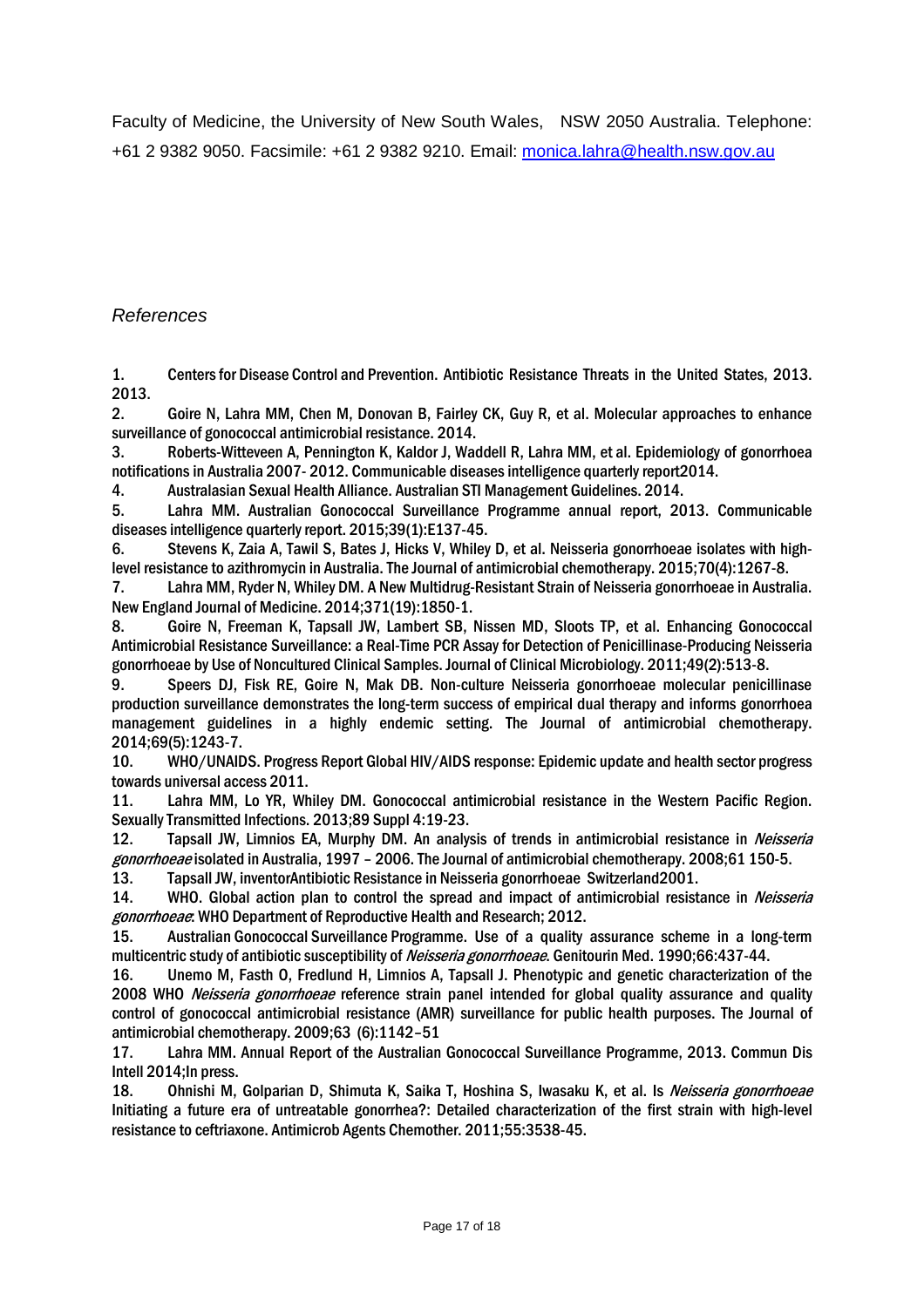Faculty of Medicine, the University of New South Wales, NSW 2050 Australia. Telephone: +61 2 9382 9050. Facsimile: +61 2 9382 9210. Email: monica.lahra@health.nsw.gov.au

*References*

1. Centers for Disease Control and Prevention. Antibiotic Resistance Threats in the United States, 2013. 2013.
2. Goire N, Lahra MM, Chen M, Donovan B, Fairley CK, Guy R, et al. Molecular approaches to enhance surveillance of gonococcal antimicrobial resistance. 2014.
3. Roberts-Witteveen A, Pennington K, Kaldor J, Waddell R, Lahra MM, et al. Epidemiology of gonorrhoea notifications in Australia 2007- 2012. Communicable diseases intelligence quarterly report2014.
4. Australasian Sexual Health Alliance. Australian STI Management Guidelines. 2014.
5. Lahra MM. Australian Gonococcal Surveillance Programme annual report, 2013. Communicable diseases intelligence quarterly report. 2015;39(1):E137-45.
6. Stevens K, Zaia A, Tawil S, Bates J, Hicks V, Whiley D, et al. Neisseria gonorrhoeae isolates with high-level resistance to azithromycin in Australia. The Journal of antimicrobial chemotherapy. 2015;70(4):1267-8.
7. Lahra MM, Ryder N, Whiley DM. A New Multidrug-Resistant Strain of Neisseria gonorrhoeae in Australia. New England Journal of Medicine. 2014;371(19):1850-1.
8. Goire N, Freeman K, Tapsall JW, Lambert SB, Nissen MD, Sloots TP, et al. Enhancing Gonococcal Antimicrobial Resistance Surveillance: a Real-Time PCR Assay for Detection of Penicillinase-Producing Neisseria gonorrhoeae by Use of Noncultured Clinical Samples. Journal of Clinical Microbiology. 2011;49(2):513-8.
9. Speers DJ, Fisk RE, Goire N, Mak DB. Non-culture Neisseria gonorrhoeae molecular penicillinase production surveillance demonstrates the long-term success of empirical dual therapy and informs gonorrhoea management guidelines in a highly endemic setting. The Journal of antimicrobial chemotherapy. 2014;69(5):1243-7.
10. WHO/UNAIDS. Progress Report Global HIV/AIDS response: Epidemic update and health sector progress towards universal access 2011.
11. Lahra MM, Lo YR, Whiley DM. Gonococcal antimicrobial resistance in the Western Pacific Region. Sexually Transmitted Infections. 2013;89 Suppl 4:19-23.
12. Tapsall JW, Limnios EA, Murphy DM. An analysis of trends in antimicrobial resistance in *Neisseria gonorrhoeae* isolated in Australia, 1997 – 2006. The Journal of antimicrobial chemotherapy. 2008;61 150-5.
13. Tapsall JW, inventorAntibiotic Resistance in Neisseria gonorrhoeae Switzerland2001.
14. WHO. Global action plan to control the spread and impact of antimicrobial resistance in *Neisseria gonorrhoeae*: WHO Department of Reproductive Health and Research; 2012.
15. Australian Gonococcal Surveillance Programme. Use of a quality assurance scheme in a long-term multicentric study of antibiotic susceptibility of *Neisseria gonorrhoeae*. Genitourin Med. 1990;66:437-44.
16. Unemo M, Fasth O, Fredlund H, Limnios A, Tapsall J. Phenotypic and genetic characterization of the 2008 WHO *Neisseria gonorrhoeae* reference strain panel intended for global quality assurance and quality control of gonococcal antimicrobial resistance (AMR) surveillance for public health purposes. The Journal of antimicrobial chemotherapy. 2009;63 (6):1142–51
17. Lahra MM. Annual Report of the Australian Gonococcal Surveillance Programme, 2013. Commun Dis Intell 2014;In press.
18. Ohnishi M, Golparian D, Shimuta K, Saika T, Hoshina S, Iwasaku K, et al. Is *Neisseria gonorrhoeae* Initiating a future era of untreatable gonorrhea?: Detailed characterization of the first strain with high-level resistance to ceftriaxone. Antimicrob Agents Chemother. 2011;55:3538-45.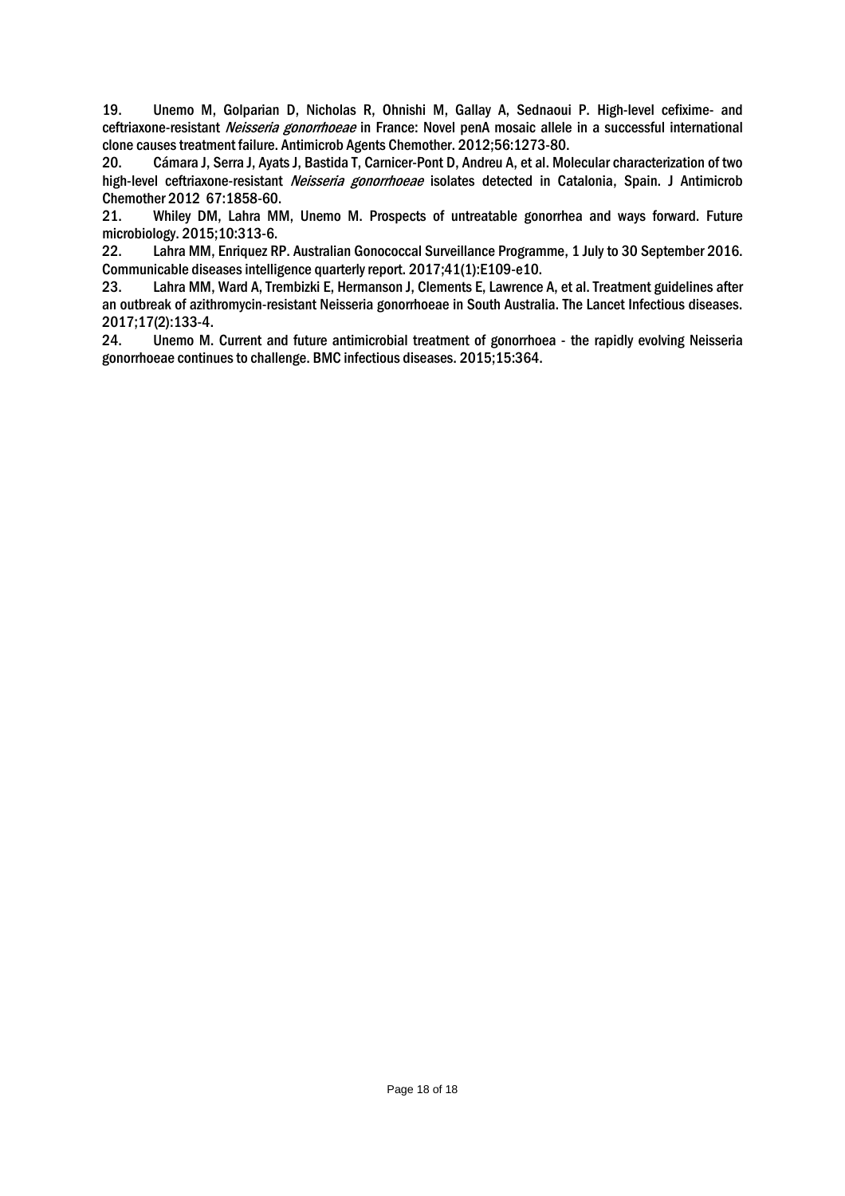19. Unemo M, Golparian D, Nicholas R, Ohnishi M, Gallay A, Sednaoui P. High-level cefixime- and ceftriaxone-resistant *Neisseria gonorrhoeae* in France: Novel penA mosaic allele in a successful international clone causes treatment failure. Antimicrob Agents Chemother. 2012;56:1273-80.

20. Cámara J, Serra J, Ayats J, Bastida T, Carnicer-Pont D, Andreu A, et al. Molecular characterization of two high-level ceftriaxone-resistant *Neisseria gonorrhoeae* isolates detected in Catalonia, Spain. J Antimicrob Chemother 2012 67:1858-60.

21. Whiley DM, Lahra MM, Unemo M. Prospects of untreatable gonorrhea and ways forward. Future microbiology. 2015;10:313-6.

22. Lahra MM, Enriquez RP. Australian Gonococcal Surveillance Programme, 1 July to 30 September 2016. Communicable diseases intelligence quarterly report. 2017;41(1):E109-e10.

23. Lahra MM, Ward A, Trembizki E, Hermanson J, Clements E, Lawrence A, et al. Treatment guidelines after an outbreak of azithromycin-resistant Neisseria gonorrhoeae in South Australia. The Lancet Infectious diseases. 2017;17(2):133-4.

24. Unemo M. Current and future antimicrobial treatment of gonorrhoea - the rapidly evolving Neisseria gonorrhoeae continues to challenge. BMC infectious diseases. 2015;15:364.